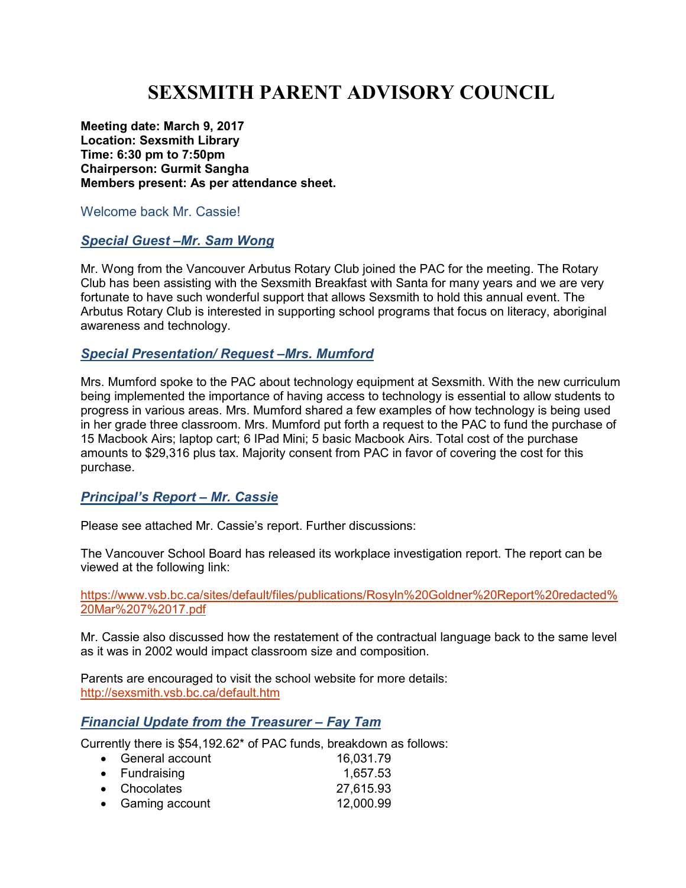# SEXSMITH PARENT ADVISORY COUNCIL

**Meeting date: March 9, 2017**
**Location: Sexsmith Library**
**Time: 6:30 pm to 7:50pm**
**Chairperson: Gurmit Sangha**
**Members present: As per attendance sheet.**

Welcome back Mr. Cassie!

## ***Special Guest –Mr. Sam Wong***

Mr. Wong from the Vancouver Arbutus Rotary Club joined the PAC for the meeting. The Rotary Club has been assisting with the Sexsmith Breakfast with Santa for many years and we are very fortunate to have such wonderful support that allows Sexsmith to hold this annual event. The Arbutus Rotary Club is interested in supporting school programs that focus on literacy, aboriginal awareness and technology.

## ***Special Presentation/ Request –Mrs. Mumford***

Mrs. Mumford spoke to the PAC about technology equipment at Sexsmith. With the new curriculum being implemented the importance of having access to technology is essential to allow students to progress in various areas. Mrs. Mumford shared a few examples of how technology is being used in her grade three classroom. Mrs. Mumford put forth a request to the PAC to fund the purchase of 15 Macbook Airs; laptop cart; 6 IPad Mini; 5 basic Macbook Airs. Total cost of the purchase amounts to $29,316 plus tax. Majority consent from PAC in favor of covering the cost for this purchase.

## ***Principal's Report – Mr. Cassie***

Please see attached Mr. Cassie's report. Further discussions:

The Vancouver School Board has released its workplace investigation report. The report can be viewed at the following link:

https://www.vsb.bc.ca/sites/default/files/publications/Rosyln%20Goldner%20Report%20redacted%20Mar%207%2017.pdf

Mr. Cassie also discussed how the restatement of the contractual language back to the same level as it was in 2002 would impact classroom size and composition.

Parents are encouraged to visit the school website for more details:
http://sexsmith.vsb.bc.ca/default.htm

## ***Financial Update from the Treasurer – Fay Tam***

Currently there is $54,192.62* of PAC funds, breakdown as follows:

- General account 16,031.79
- Fundraising 1,657.53
- Chocolates 27,615.93
- Gaming account 12,000.99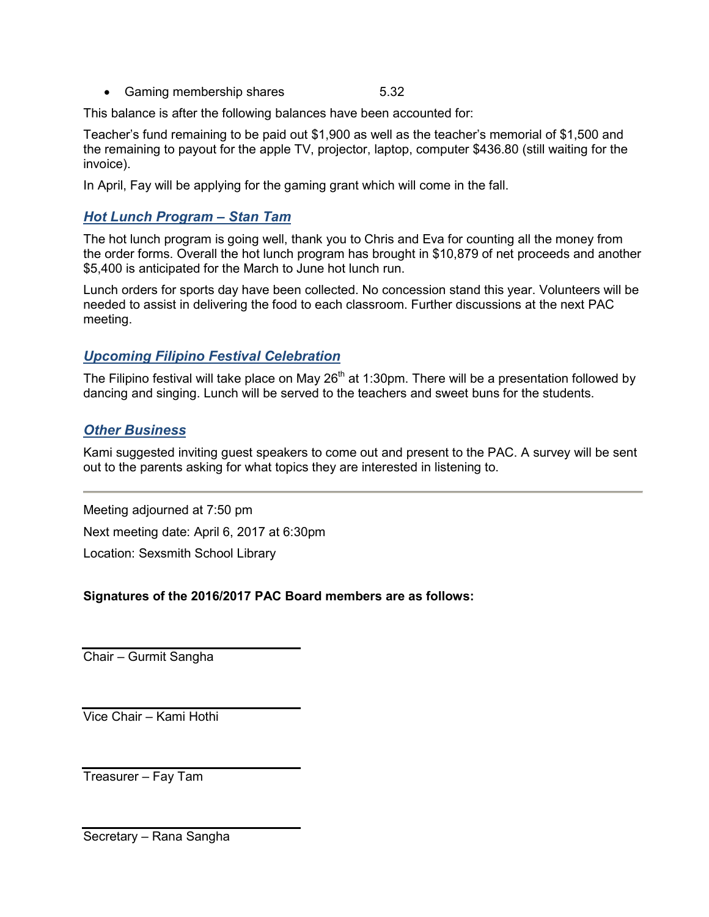- Gaming membership shares 5.32

This balance is after the following balances have been accounted for:

Teacher's fund remaining to be paid out $1,900 as well as the teacher's memorial of $1,500 and the remaining to payout for the apple TV, projector, laptop, computer $436.80 (still waiting for the invoice).

In April, Fay will be applying for the gaming grant which will come in the fall.

### ***Hot Lunch Program – Stan Tam***

The hot lunch program is going well, thank you to Chris and Eva for counting all the money from the order forms. Overall the hot lunch program has brought in $10,879 of net proceeds and another $5,400 is anticipated for the March to June hot lunch run.

Lunch orders for sports day have been collected. No concession stand this year. Volunteers will be needed to assist in delivering the food to each classroom. Further discussions at the next PAC meeting.

### ***Upcoming Filipino Festival Celebration***

The Filipino festival will take place on May 26th at 1:30pm. There will be a presentation followed by dancing and singing. Lunch will be served to the teachers and sweet buns for the students.

### ***Other Business***

Kami suggested inviting guest speakers to come out and present to the PAC. A survey will be sent out to the parents asking for what topics they are interested in listening to.

---

Meeting adjourned at 7:50 pm

Next meeting date: April 6, 2017 at 6:30pm

Location: Sexsmith School Library

**Signatures of the 2016/2017 PAC Board members are as follows:**

\_\_\_\_\_\_\_\_\_\_\_\_\_\_\_\_\_\_\_\_\_\_\_\_\_\_\_\_\_\_

Chair – Gurmit Sangha

\_\_\_\_\_\_\_\_\_\_\_\_\_\_\_\_\_\_\_\_\_\_\_\_\_\_\_\_\_\_

Vice Chair – Kami Hothi

\_\_\_\_\_\_\_\_\_\_\_\_\_\_\_\_\_\_\_\_\_\_\_\_\_\_\_\_\_\_

Treasurer – Fay Tam

\_\_\_\_\_\_\_\_\_\_\_\_\_\_\_\_\_\_\_\_\_\_\_\_\_\_\_\_\_\_

Secretary – Rana Sangha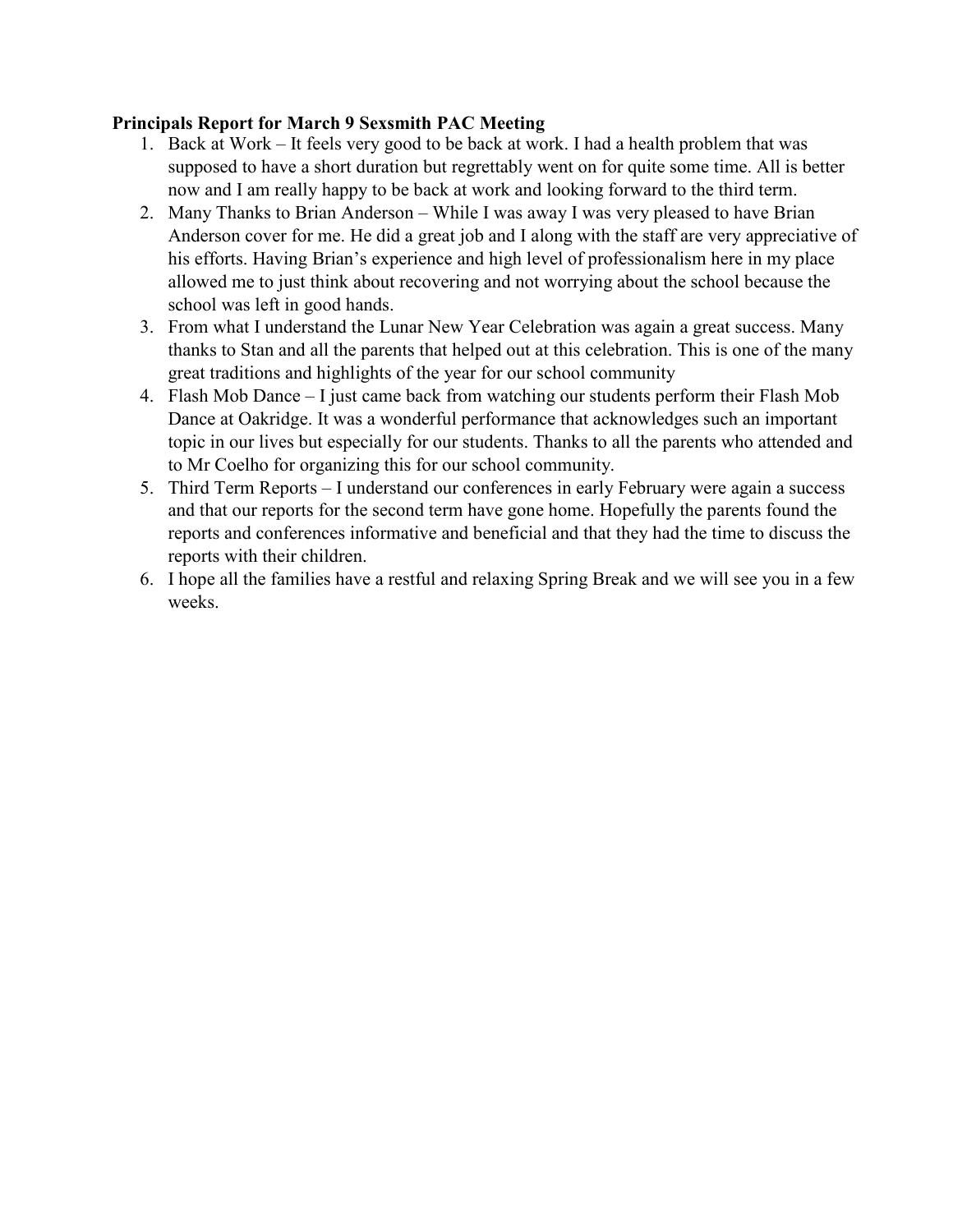**Principals Report for March 9 Sexsmith PAC Meeting**

1. Back at Work – It feels very good to be back at work. I had a health problem that was supposed to have a short duration but regrettably went on for quite some time. All is better now and I am really happy to be back at work and looking forward to the third term.
2. Many Thanks to Brian Anderson – While I was away I was very pleased to have Brian Anderson cover for me. He did a great job and I along with the staff are very appreciative of his efforts. Having Brian's experience and high level of professionalism here in my place allowed me to just think about recovering and not worrying about the school because the school was left in good hands.
3. From what I understand the Lunar New Year Celebration was again a great success. Many thanks to Stan and all the parents that helped out at this celebration. This is one of the many great traditions and highlights of the year for our school community
4. Flash Mob Dance – I just came back from watching our students perform their Flash Mob Dance at Oakridge. It was a wonderful performance that acknowledges such an important topic in our lives but especially for our students. Thanks to all the parents who attended and to Mr Coelho for organizing this for our school community.
5. Third Term Reports – I understand our conferences in early February were again a success and that our reports for the second term have gone home. Hopefully the parents found the reports and conferences informative and beneficial and that they had the time to discuss the reports with their children.
6. I hope all the families have a restful and relaxing Spring Break and we will see you in a few weeks.